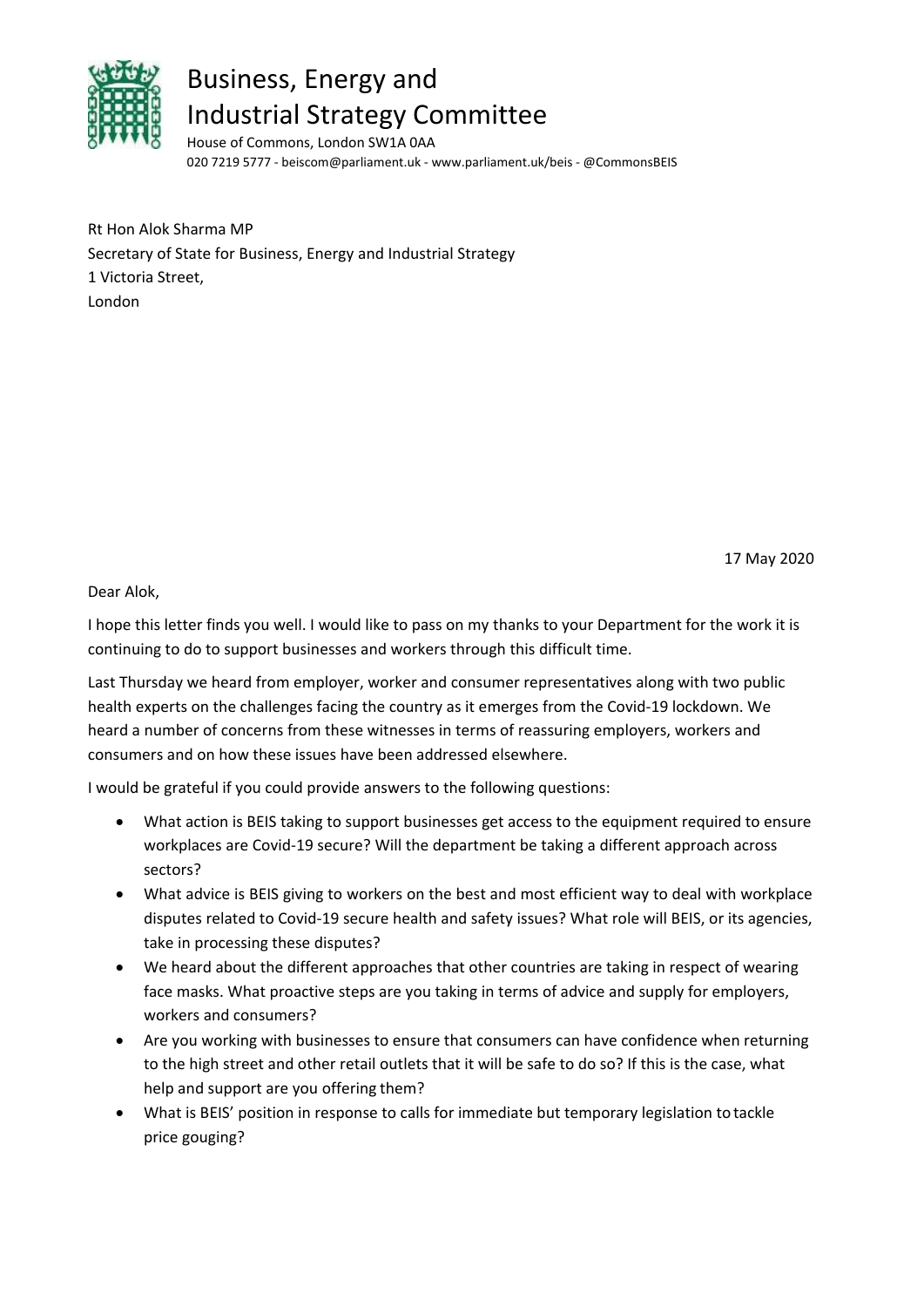# Business, Energy and Industrial Strategy Committee

House of Commons, London SW1A 0AA
020 7219 5777 - beiscom@parliament.uk - www.parliament.uk/beis - @CommonsBEIS

Rt Hon Alok Sharma MP
Secretary of State for Business, Energy and Industrial Strategy
1 Victoria Street,
London

17 May 2020

Dear Alok,

I hope this letter finds you well. I would like to pass on my thanks to your Department for the work it is continuing to do to support businesses and workers through this difficult time.

Last Thursday we heard from employer, worker and consumer representatives along with two public health experts on the challenges facing the country as it emerges from the Covid-19 lockdown. We heard a number of concerns from these witnesses in terms of reassuring employers, workers and consumers and on how these issues have been addressed elsewhere.

I would be grateful if you could provide answers to the following questions:

- What action is BEIS taking to support businesses get access to the equipment required to ensure workplaces are Covid-19 secure? Will the department be taking a different approach across sectors?
- What advice is BEIS giving to workers on the best and most efficient way to deal with workplace disputes related to Covid-19 secure health and safety issues? What role will BEIS, or its agencies, take in processing these disputes?
- We heard about the different approaches that other countries are taking in respect of wearing face masks. What proactive steps are you taking in terms of advice and supply for employers, workers and consumers?
- Are you working with businesses to ensure that consumers can have confidence when returning to the high street and other retail outlets that it will be safe to do so? If this is the case, what help and support are you offering them?
- What is BEIS' position in response to calls for immediate but temporary legislation to tackle price gouging?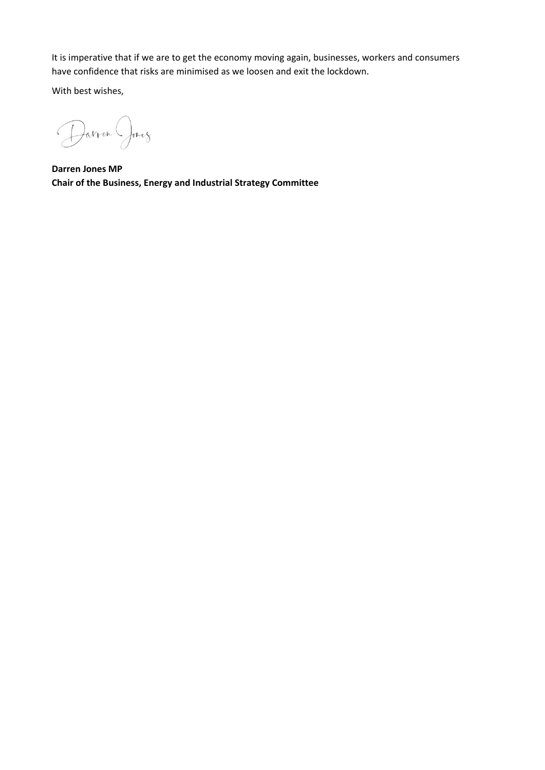It is imperative that if we are to get the economy moving again, businesses, workers and consumers have confidence that risks are minimised as we loosen and exit the lockdown.

With best wishes,

Darren Jones

**Darren Jones MP**
**Chair of the Business, Energy and Industrial Strategy Committee**